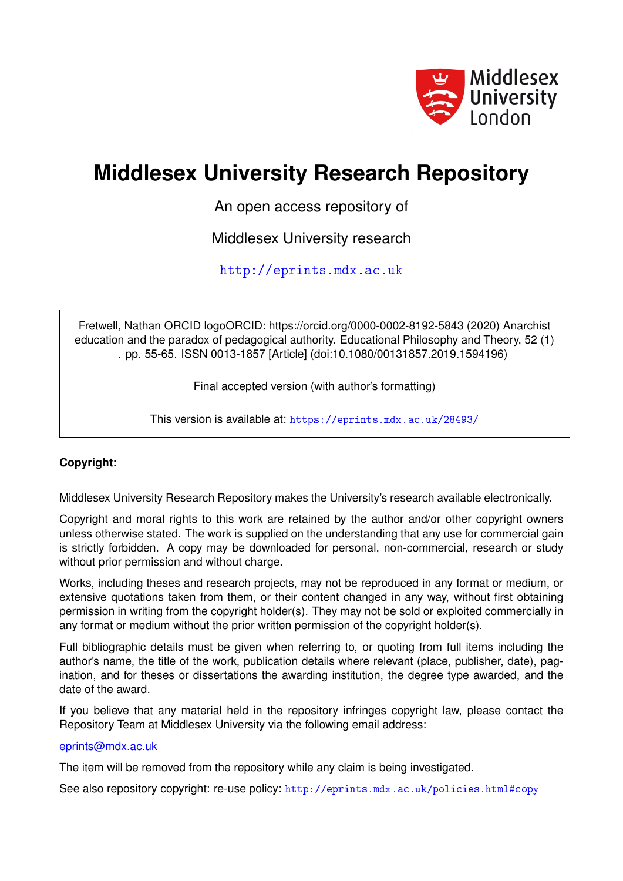Middlesex University London

# Middlesex University Research Repository

An open access repository of

Middlesex University research

http://eprints.mdx.ac.uk

Fretwell, Nathan ORCID logoORCID: https://orcid.org/0000-0002-8192-5843 (2020) Anarchist education and the paradox of pedagogical authority. Educational Philosophy and Theory, 52 (1) . pp. 55-65. ISSN 0013-1857 [Article] (doi:10.1080/00131857.2019.1594196)

Final accepted version (with author's formatting)

This version is available at: https://eprints.mdx.ac.uk/28493/

**Copyright:**

Middlesex University Research Repository makes the University's research available electronically.

Copyright and moral rights to this work are retained by the author and/or other copyright owners unless otherwise stated. The work is supplied on the understanding that any use for commercial gain is strictly forbidden. A copy may be downloaded for personal, non-commercial, research or study without prior permission and without charge.

Works, including theses and research projects, may not be reproduced in any format or medium, or extensive quotations taken from them, or their content changed in any way, without first obtaining permission in writing from the copyright holder(s). They may not be sold or exploited commercially in any format or medium without the prior written permission of the copyright holder(s).

Full bibliographic details must be given when referring to, or quoting from full items including the author's name, the title of the work, publication details where relevant (place, publisher, date), pagination, and for theses or dissertations the awarding institution, the degree type awarded, and the date of the award.

If you believe that any material held in the repository infringes copyright law, please contact the Repository Team at Middlesex University via the following email address:

eprints@mdx.ac.uk

The item will be removed from the repository while any claim is being investigated.

See also repository copyright: re-use policy: http://eprints.mdx.ac.uk/policies.html#copy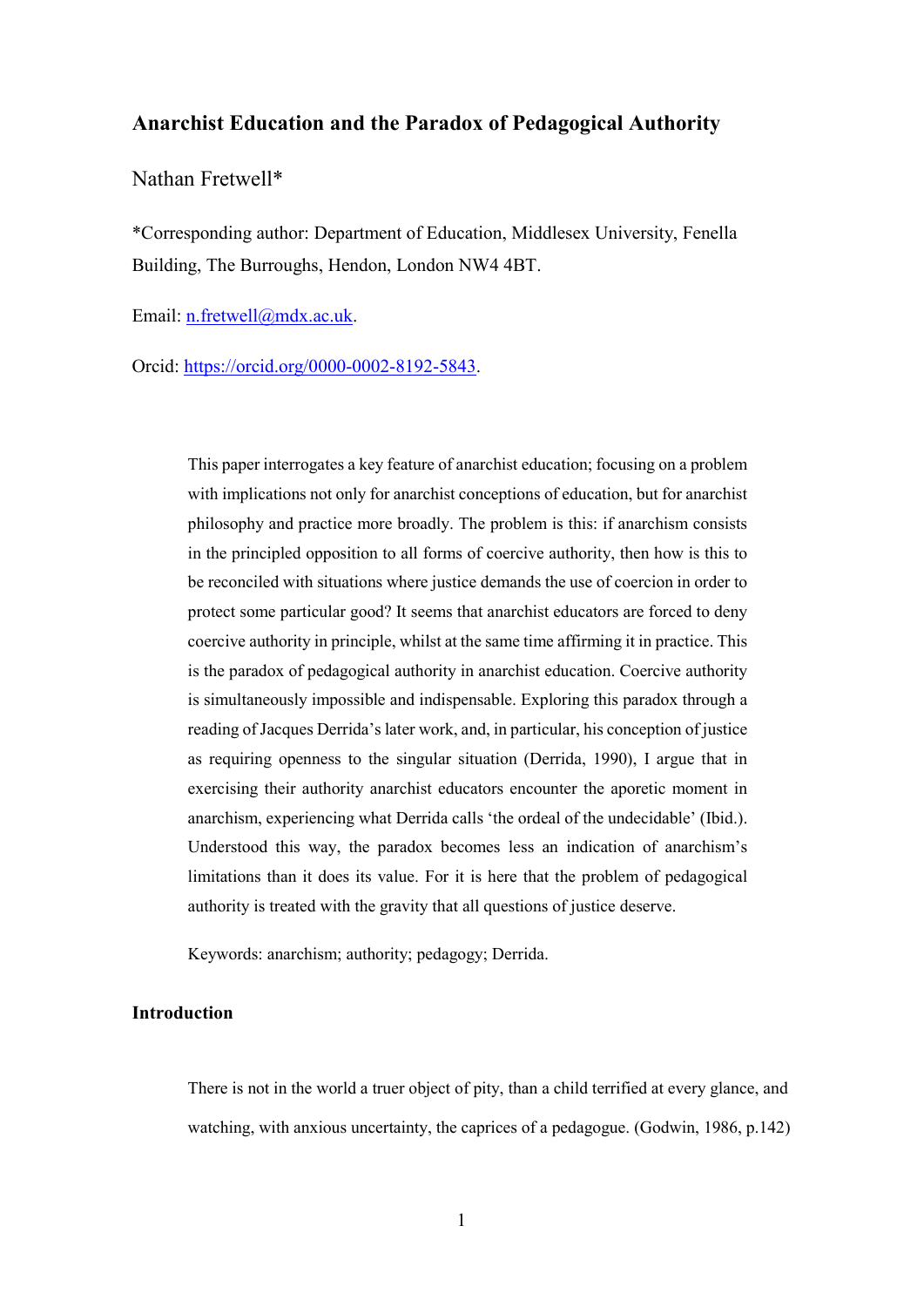# Anarchist Education and the Paradox of Pedagogical Authority

Nathan Fretwell*

*Corresponding author: Department of Education, Middlesex University, Fenella Building, The Burroughs, Hendon, London NW4 4BT.

Email: n.fretwell@mdx.ac.uk.

Orcid: https://orcid.org/0000-0002-8192-5843.

> This paper interrogates a key feature of anarchist education; focusing on a problem with implications not only for anarchist conceptions of education, but for anarchist philosophy and practice more broadly. The problem is this: if anarchism consists in the principled opposition to all forms of coercive authority, then how is this to be reconciled with situations where justice demands the use of coercion in order to protect some particular good? It seems that anarchist educators are forced to deny coercive authority in principle, whilst at the same time affirming it in practice. This is the paradox of pedagogical authority in anarchist education. Coercive authority is simultaneously impossible and indispensable. Exploring this paradox through a reading of Jacques Derrida's later work, and, in particular, his conception of justice as requiring openness to the singular situation (Derrida, 1990), I argue that in exercising their authority anarchist educators encounter the aporetic moment in anarchism, experiencing what Derrida calls 'the ordeal of the undecidable' (Ibid.). Understood this way, the paradox becomes less an indication of anarchism's limitations than it does its value. For it is here that the problem of pedagogical authority is treated with the gravity that all questions of justice deserve.
>
> Keywords: anarchism; authority; pedagogy; Derrida.

## Introduction

> There is not in the world a truer object of pity, than a child terrified at every glance, and watching, with anxious uncertainty, the caprices of a pedagogue. (Godwin, 1986, p.142)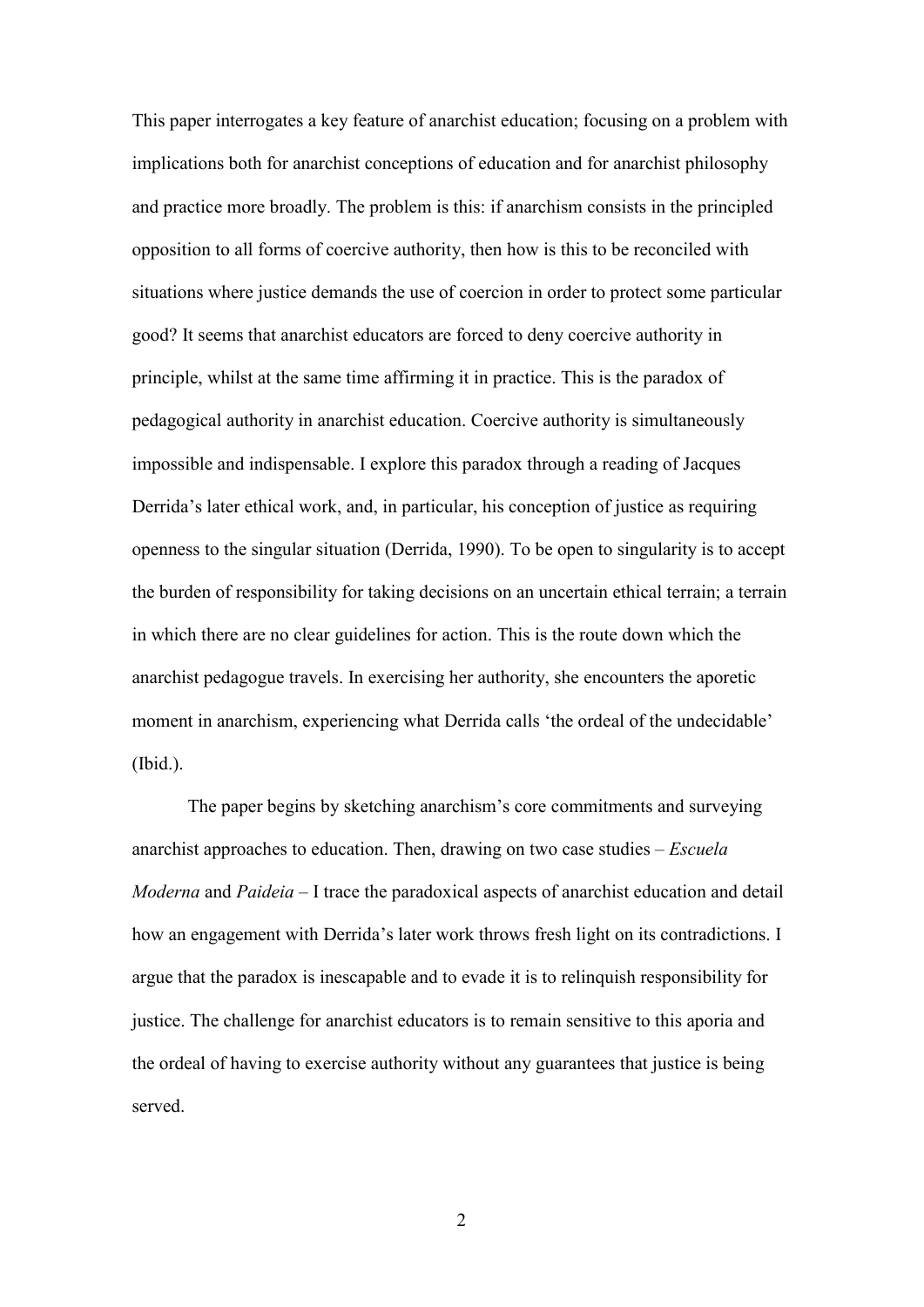This paper interrogates a key feature of anarchist education; focusing on a problem with implications both for anarchist conceptions of education and for anarchist philosophy and practice more broadly. The problem is this: if anarchism consists in the principled opposition to all forms of coercive authority, then how is this to be reconciled with situations where justice demands the use of coercion in order to protect some particular good? It seems that anarchist educators are forced to deny coercive authority in principle, whilst at the same time affirming it in practice. This is the paradox of pedagogical authority in anarchist education. Coercive authority is simultaneously impossible and indispensable. I explore this paradox through a reading of Jacques Derrida's later ethical work, and, in particular, his conception of justice as requiring openness to the singular situation (Derrida, 1990). To be open to singularity is to accept the burden of responsibility for taking decisions on an uncertain ethical terrain; a terrain in which there are no clear guidelines for action. This is the route down which the anarchist pedagogue travels. In exercising her authority, she encounters the aporetic moment in anarchism, experiencing what Derrida calls 'the ordeal of the undecidable' (Ibid.).

The paper begins by sketching anarchism's core commitments and surveying anarchist approaches to education. Then, drawing on two case studies – *Escuela Moderna* and *Paideia* – I trace the paradoxical aspects of anarchist education and detail how an engagement with Derrida's later work throws fresh light on its contradictions. I argue that the paradox is inescapable and to evade it is to relinquish responsibility for justice. The challenge for anarchist educators is to remain sensitive to this aporia and the ordeal of having to exercise authority without any guarantees that justice is being served.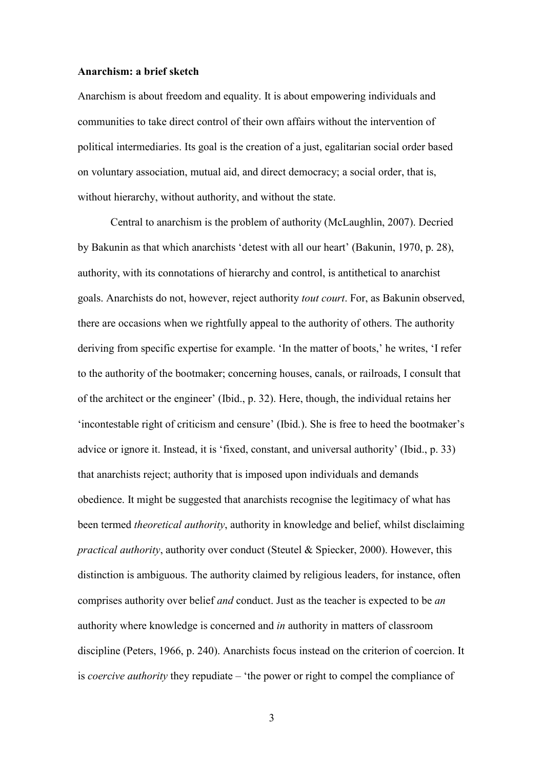**Anarchism: a brief sketch**

Anarchism is about freedom and equality. It is about empowering individuals and communities to take direct control of their own affairs without the intervention of political intermediaries. Its goal is the creation of a just, egalitarian social order based on voluntary association, mutual aid, and direct democracy; a social order, that is, without hierarchy, without authority, and without the state.

Central to anarchism is the problem of authority (McLaughlin, 2007). Decried by Bakunin as that which anarchists 'detest with all our heart' (Bakunin, 1970, p. 28), authority, with its connotations of hierarchy and control, is antithetical to anarchist goals. Anarchists do not, however, reject authority *tout court*. For, as Bakunin observed, there are occasions when we rightfully appeal to the authority of others. The authority deriving from specific expertise for example. 'In the matter of boots,' he writes, 'I refer to the authority of the bootmaker; concerning houses, canals, or railroads, I consult that of the architect or the engineer' (Ibid., p. 32). Here, though, the individual retains her 'incontestable right of criticism and censure' (Ibid.). She is free to heed the bootmaker's advice or ignore it. Instead, it is 'fixed, constant, and universal authority' (Ibid., p. 33) that anarchists reject; authority that is imposed upon individuals and demands obedience. It might be suggested that anarchists recognise the legitimacy of what has been termed *theoretical authority*, authority in knowledge and belief, whilst disclaiming *practical authority*, authority over conduct (Steutel & Spiecker, 2000). However, this distinction is ambiguous. The authority claimed by religious leaders, for instance, often comprises authority over belief *and* conduct. Just as the teacher is expected to be *an* authority where knowledge is concerned and *in* authority in matters of classroom discipline (Peters, 1966, p. 240). Anarchists focus instead on the criterion of coercion. It is *coercive authority* they repudiate – 'the power or right to compel the compliance of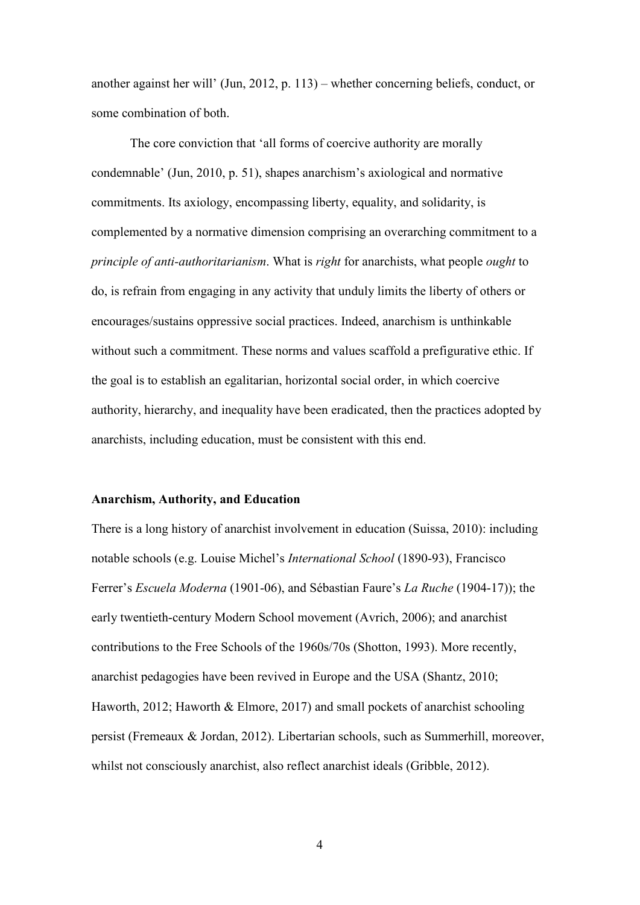another against her will' (Jun, 2012, p. 113) – whether concerning beliefs, conduct, or some combination of both.

The core conviction that 'all forms of coercive authority are morally condemnable' (Jun, 2010, p. 51), shapes anarchism's axiological and normative commitments. Its axiology, encompassing liberty, equality, and solidarity, is complemented by a normative dimension comprising an overarching commitment to a *principle of anti-authoritarianism*. What is *right* for anarchists, what people *ought* to do, is refrain from engaging in any activity that unduly limits the liberty of others or encourages/sustains oppressive social practices. Indeed, anarchism is unthinkable without such a commitment. These norms and values scaffold a prefigurative ethic. If the goal is to establish an egalitarian, horizontal social order, in which coercive authority, hierarchy, and inequality have been eradicated, then the practices adopted by anarchists, including education, must be consistent with this end.

## Anarchism, Authority, and Education

There is a long history of anarchist involvement in education (Suissa, 2010): including notable schools (e.g. Louise Michel's *International School* (1890-93), Francisco Ferrer's *Escuela Moderna* (1901-06), and Sébastian Faure's *La Ruche* (1904-17)); the early twentieth-century Modern School movement (Avrich, 2006); and anarchist contributions to the Free Schools of the 1960s/70s (Shotton, 1993). More recently, anarchist pedagogies have been revived in Europe and the USA (Shantz, 2010; Haworth, 2012; Haworth & Elmore, 2017) and small pockets of anarchist schooling persist (Fremeaux & Jordan, 2012). Libertarian schools, such as Summerhill, moreover, whilst not consciously anarchist, also reflect anarchist ideals (Gribble, 2012).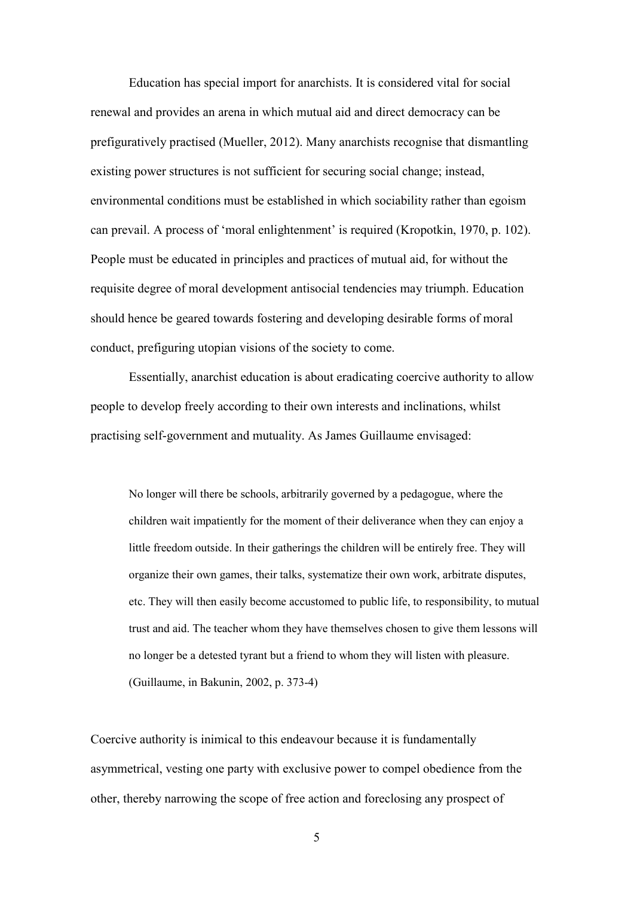Education has special import for anarchists. It is considered vital for social renewal and provides an arena in which mutual aid and direct democracy can be prefiguratively practised (Mueller, 2012). Many anarchists recognise that dismantling existing power structures is not sufficient for securing social change; instead, environmental conditions must be established in which sociability rather than egoism can prevail. A process of 'moral enlightenment' is required (Kropotkin, 1970, p. 102). People must be educated in principles and practices of mutual aid, for without the requisite degree of moral development antisocial tendencies may triumph. Education should hence be geared towards fostering and developing desirable forms of moral conduct, prefiguring utopian visions of the society to come.

Essentially, anarchist education is about eradicating coercive authority to allow people to develop freely according to their own interests and inclinations, whilst practising self-government and mutuality. As James Guillaume envisaged:

> No longer will there be schools, arbitrarily governed by a pedagogue, where the children wait impatiently for the moment of their deliverance when they can enjoy a little freedom outside. In their gatherings the children will be entirely free. They will organize their own games, their talks, systematize their own work, arbitrate disputes, etc. They will then easily become accustomed to public life, to responsibility, to mutual trust and aid. The teacher whom they have themselves chosen to give them lessons will no longer be a detested tyrant but a friend to whom they will listen with pleasure. (Guillaume, in Bakunin, 2002, p. 373-4)

Coercive authority is inimical to this endeavour because it is fundamentally asymmetrical, vesting one party with exclusive power to compel obedience from the other, thereby narrowing the scope of free action and foreclosing any prospect of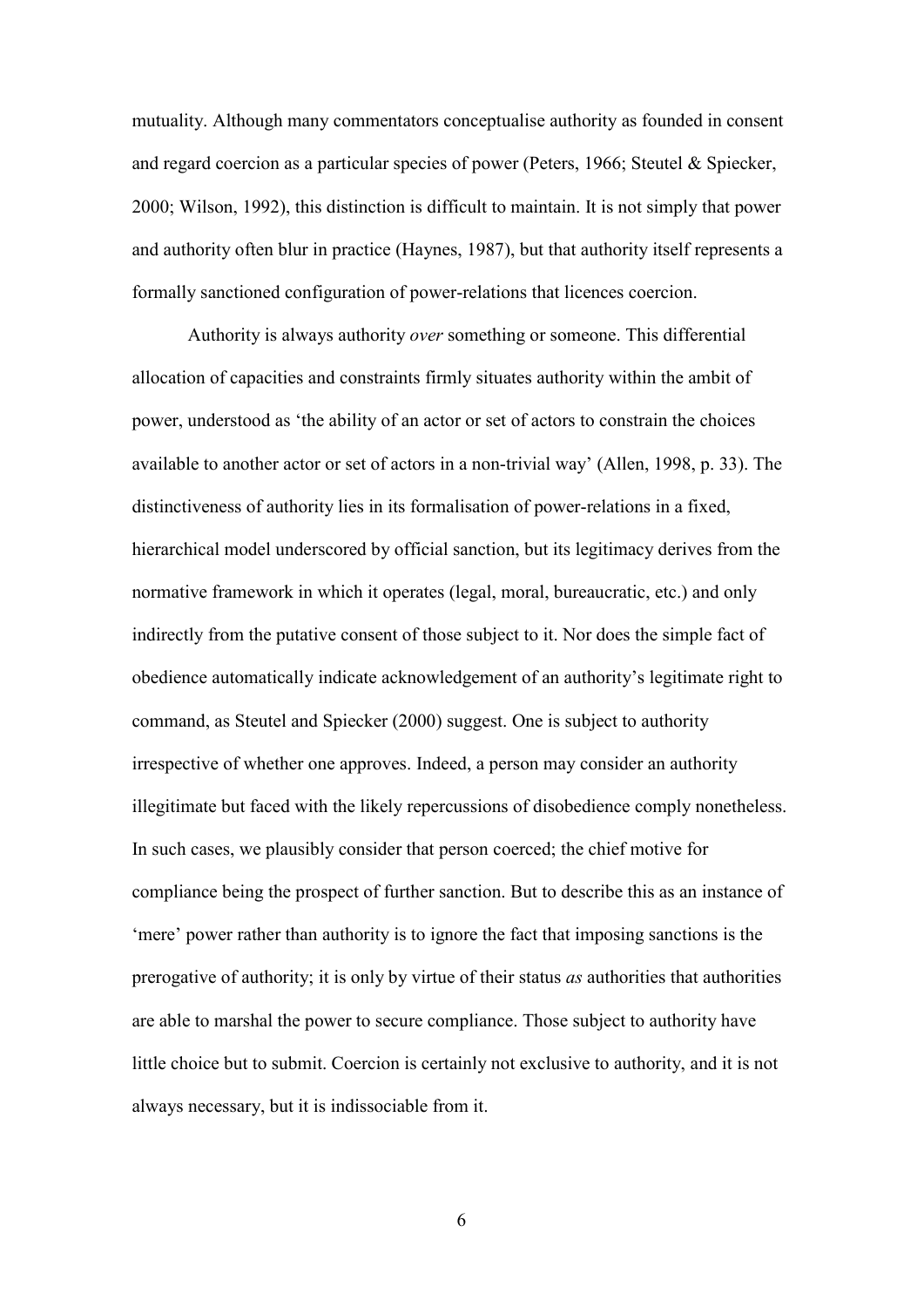mutuality. Although many commentators conceptualise authority as founded in consent and regard coercion as a particular species of power (Peters, 1966; Steutel & Spiecker, 2000; Wilson, 1992), this distinction is difficult to maintain. It is not simply that power and authority often blur in practice (Haynes, 1987), but that authority itself represents a formally sanctioned configuration of power-relations that licences coercion.

Authority is always authority *over* something or someone. This differential allocation of capacities and constraints firmly situates authority within the ambit of power, understood as 'the ability of an actor or set of actors to constrain the choices available to another actor or set of actors in a non-trivial way' (Allen, 1998, p. 33). The distinctiveness of authority lies in its formalisation of power-relations in a fixed, hierarchical model underscored by official sanction, but its legitimacy derives from the normative framework in which it operates (legal, moral, bureaucratic, etc.) and only indirectly from the putative consent of those subject to it. Nor does the simple fact of obedience automatically indicate acknowledgement of an authority's legitimate right to command, as Steutel and Spiecker (2000) suggest. One is subject to authority irrespective of whether one approves. Indeed, a person may consider an authority illegitimate but faced with the likely repercussions of disobedience comply nonetheless. In such cases, we plausibly consider that person coerced; the chief motive for compliance being the prospect of further sanction. But to describe this as an instance of 'mere' power rather than authority is to ignore the fact that imposing sanctions is the prerogative of authority; it is only by virtue of their status *as* authorities that authorities are able to marshal the power to secure compliance. Those subject to authority have little choice but to submit. Coercion is certainly not exclusive to authority, and it is not always necessary, but it is indissociable from it.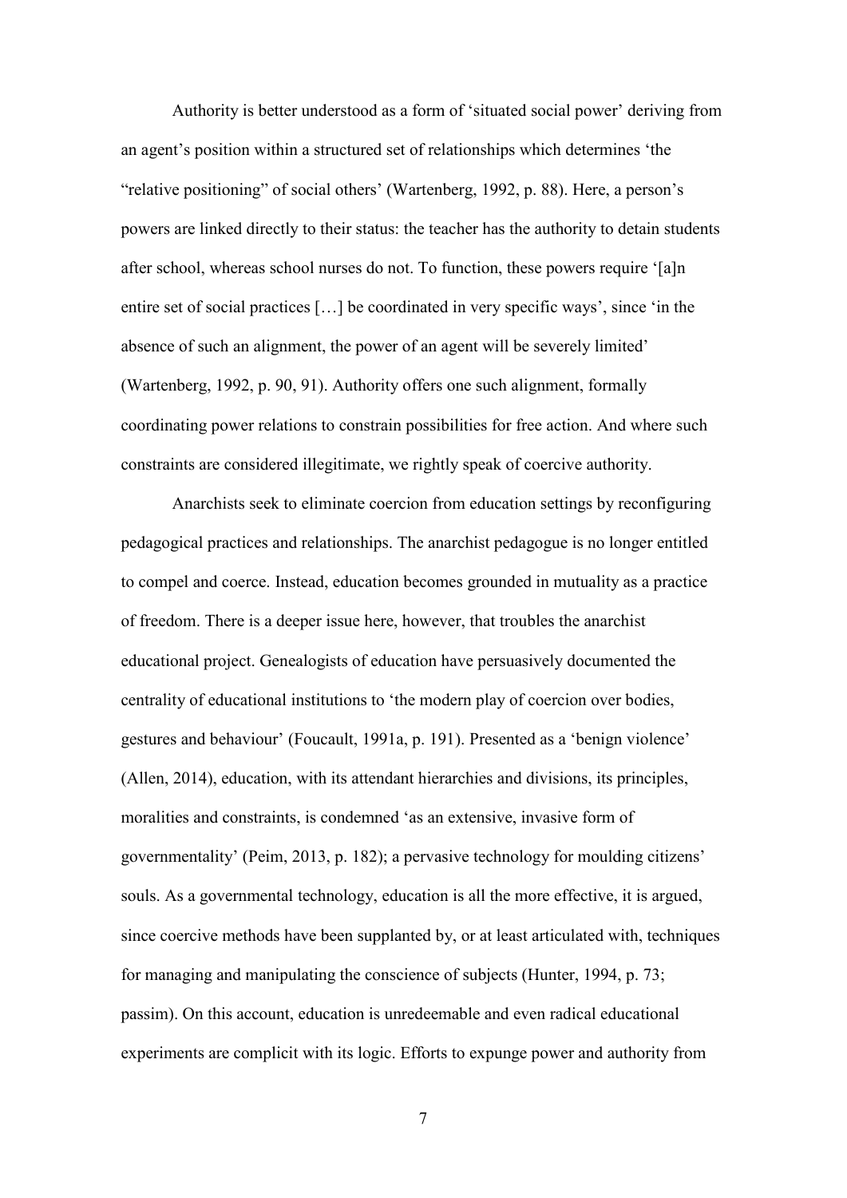Authority is better understood as a form of 'situated social power' deriving from an agent's position within a structured set of relationships which determines 'the "relative positioning" of social others' (Wartenberg, 1992, p. 88). Here, a person's powers are linked directly to their status: the teacher has the authority to detain students after school, whereas school nurses do not. To function, these powers require '[a]n entire set of social practices […] be coordinated in very specific ways', since 'in the absence of such an alignment, the power of an agent will be severely limited' (Wartenberg, 1992, p. 90, 91). Authority offers one such alignment, formally coordinating power relations to constrain possibilities for free action. And where such constraints are considered illegitimate, we rightly speak of coercive authority.

Anarchists seek to eliminate coercion from education settings by reconfiguring pedagogical practices and relationships. The anarchist pedagogue is no longer entitled to compel and coerce. Instead, education becomes grounded in mutuality as a practice of freedom. There is a deeper issue here, however, that troubles the anarchist educational project. Genealogists of education have persuasively documented the centrality of educational institutions to 'the modern play of coercion over bodies, gestures and behaviour' (Foucault, 1991a, p. 191). Presented as a 'benign violence' (Allen, 2014), education, with its attendant hierarchies and divisions, its principles, moralities and constraints, is condemned 'as an extensive, invasive form of governmentality' (Peim, 2013, p. 182); a pervasive technology for moulding citizens' souls. As a governmental technology, education is all the more effective, it is argued, since coercive methods have been supplanted by, or at least articulated with, techniques for managing and manipulating the conscience of subjects (Hunter, 1994, p. 73; passim). On this account, education is unredeemable and even radical educational experiments are complicit with its logic. Efforts to expunge power and authority from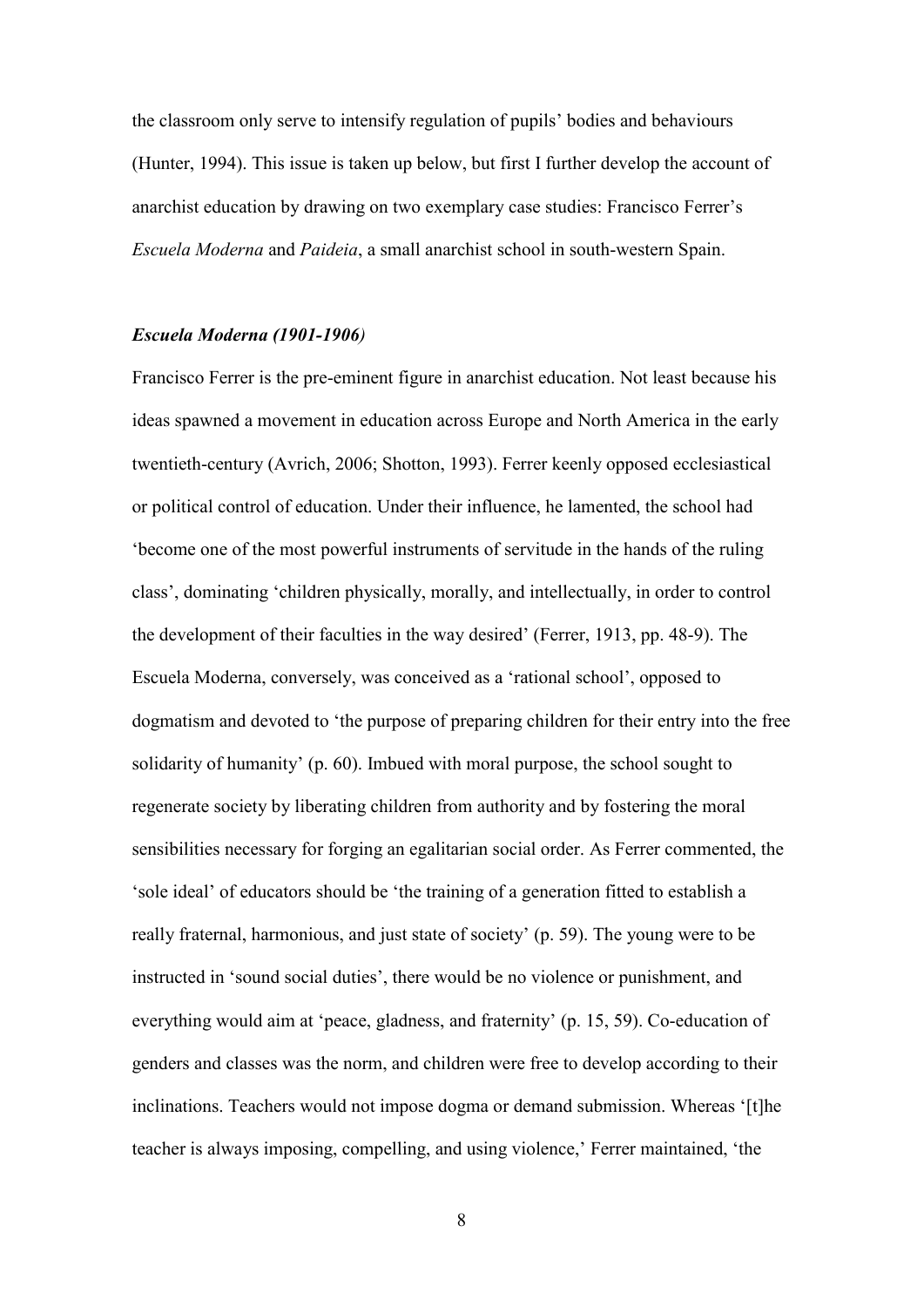the classroom only serve to intensify regulation of pupils' bodies and behaviours (Hunter, 1994). This issue is taken up below, but first I further develop the account of anarchist education by drawing on two exemplary case studies: Francisco Ferrer's *Escuela Moderna* and *Paideia*, a small anarchist school in south-western Spain.

### *Escuela Moderna (1901-1906)*

Francisco Ferrer is the pre-eminent figure in anarchist education. Not least because his ideas spawned a movement in education across Europe and North America in the early twentieth-century (Avrich, 2006; Shotton, 1993). Ferrer keenly opposed ecclesiastical or political control of education. Under their influence, he lamented, the school had 'become one of the most powerful instruments of servitude in the hands of the ruling class', dominating 'children physically, morally, and intellectually, in order to control the development of their faculties in the way desired' (Ferrer, 1913, pp. 48-9). The Escuela Moderna, conversely, was conceived as a 'rational school', opposed to dogmatism and devoted to 'the purpose of preparing children for their entry into the free solidarity of humanity' (p. 60). Imbued with moral purpose, the school sought to regenerate society by liberating children from authority and by fostering the moral sensibilities necessary for forging an egalitarian social order. As Ferrer commented, the 'sole ideal' of educators should be 'the training of a generation fitted to establish a really fraternal, harmonious, and just state of society' (p. 59). The young were to be instructed in 'sound social duties', there would be no violence or punishment, and everything would aim at 'peace, gladness, and fraternity' (p. 15, 59). Co-education of genders and classes was the norm, and children were free to develop according to their inclinations. Teachers would not impose dogma or demand submission. Whereas '[t]he teacher is always imposing, compelling, and using violence,' Ferrer maintained, 'the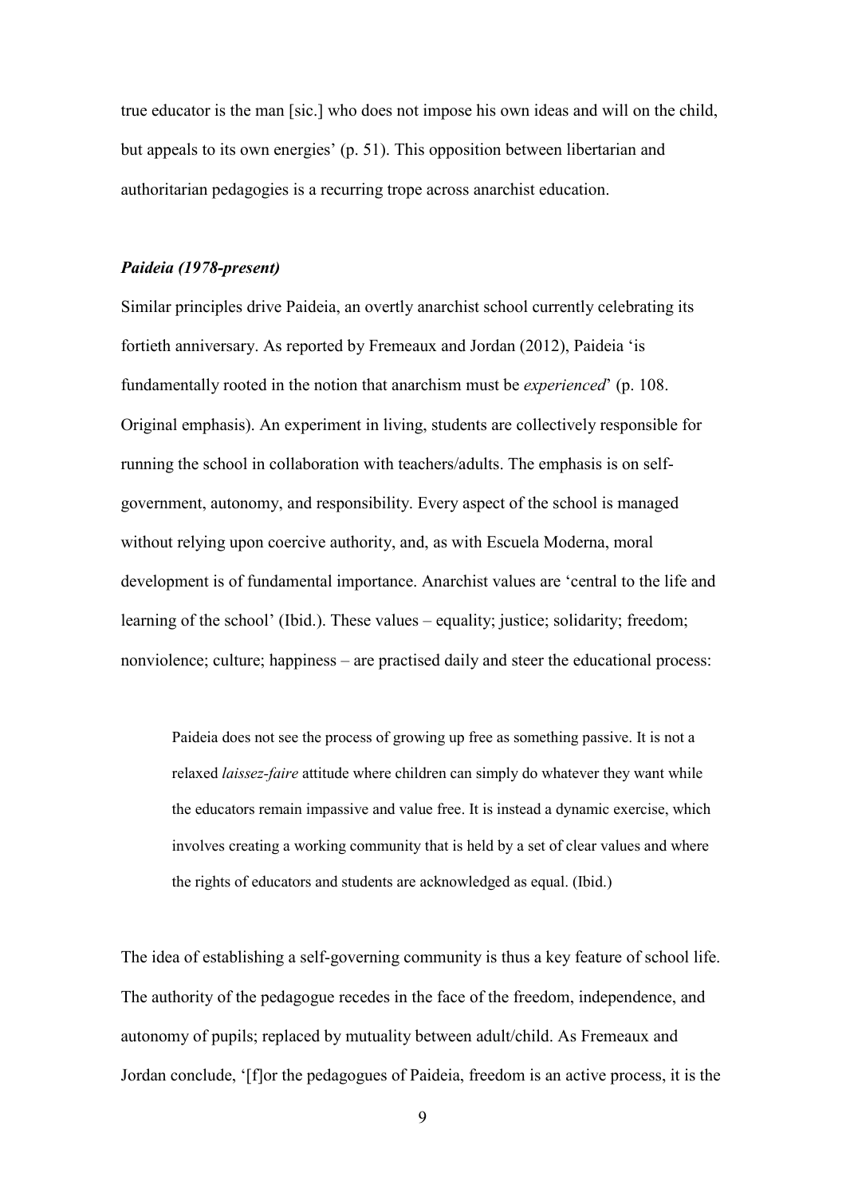true educator is the man [sic.] who does not impose his own ideas and will on the child, but appeals to its own energies' (p. 51). This opposition between libertarian and authoritarian pedagogies is a recurring trope across anarchist education.

### *Paideia (1978-present)*

Similar principles drive Paideia, an overtly anarchist school currently celebrating its fortieth anniversary. As reported by Fremeaux and Jordan (2012), Paideia 'is fundamentally rooted in the notion that anarchism must be *experienced*' (p. 108. Original emphasis). An experiment in living, students are collectively responsible for running the school in collaboration with teachers/adults. The emphasis is on self-government, autonomy, and responsibility. Every aspect of the school is managed without relying upon coercive authority, and, as with Escuela Moderna, moral development is of fundamental importance. Anarchist values are 'central to the life and learning of the school' (Ibid.). These values – equality; justice; solidarity; freedom; nonviolence; culture; happiness – are practised daily and steer the educational process:

> Paideia does not see the process of growing up free as something passive. It is not a relaxed *laissez-faire* attitude where children can simply do whatever they want while the educators remain impassive and value free. It is instead a dynamic exercise, which involves creating a working community that is held by a set of clear values and where the rights of educators and students are acknowledged as equal. (Ibid.)

The idea of establishing a self-governing community is thus a key feature of school life. The authority of the pedagogue recedes in the face of the freedom, independence, and autonomy of pupils; replaced by mutuality between adult/child. As Fremeaux and Jordan conclude, '[f]or the pedagogues of Paideia, freedom is an active process, it is the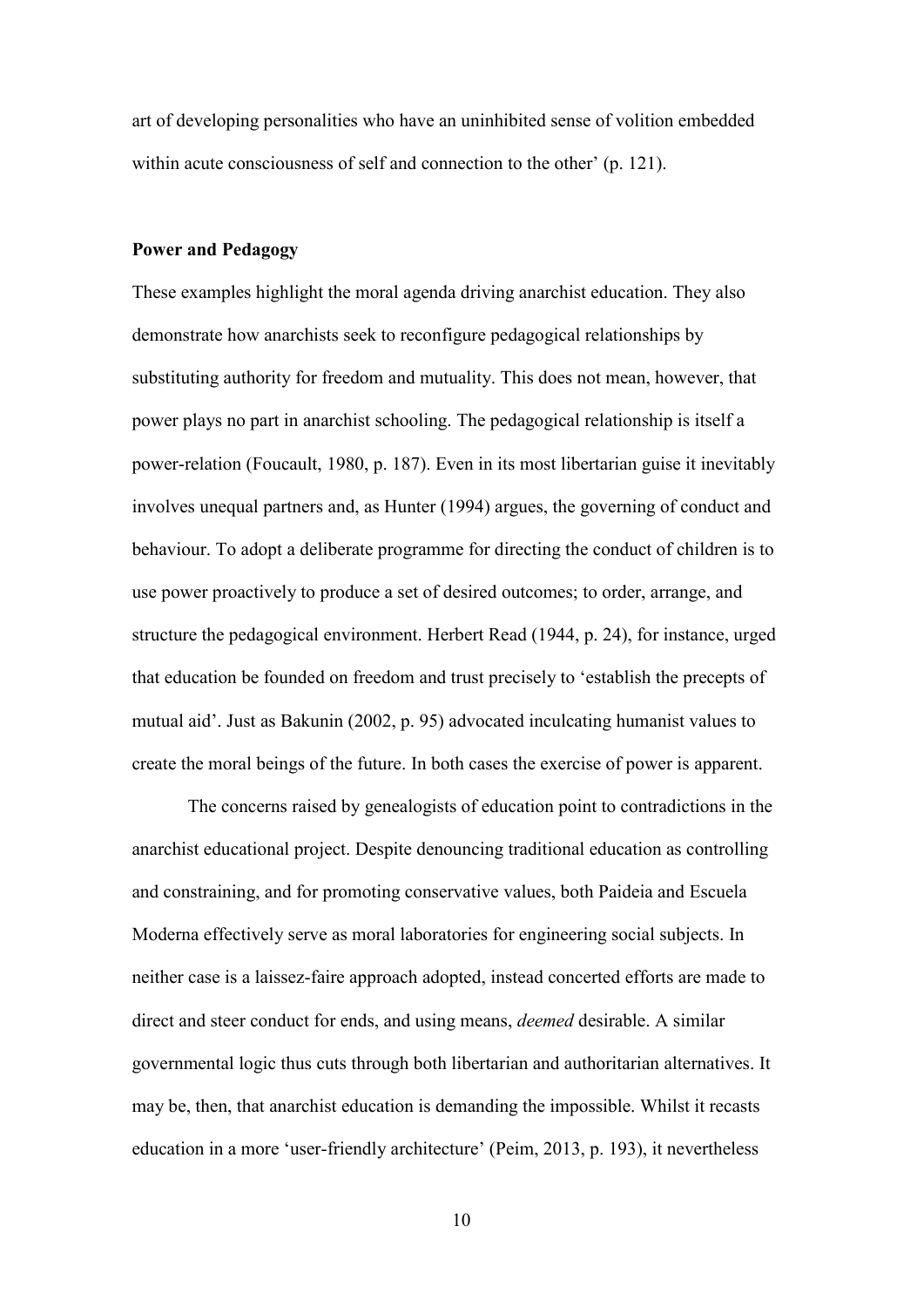art of developing personalities who have an uninhibited sense of volition embedded within acute consciousness of self and connection to the other' (p. 121).

### Power and Pedagogy

These examples highlight the moral agenda driving anarchist education. They also demonstrate how anarchists seek to reconfigure pedagogical relationships by substituting authority for freedom and mutuality. This does not mean, however, that power plays no part in anarchist schooling. The pedagogical relationship is itself a power-relation (Foucault, 1980, p. 187). Even in its most libertarian guise it inevitably involves unequal partners and, as Hunter (1994) argues, the governing of conduct and behaviour. To adopt a deliberate programme for directing the conduct of children is to use power proactively to produce a set of desired outcomes; to order, arrange, and structure the pedagogical environment. Herbert Read (1944, p. 24), for instance, urged that education be founded on freedom and trust precisely to 'establish the precepts of mutual aid'. Just as Bakunin (2002, p. 95) advocated inculcating humanist values to create the moral beings of the future. In both cases the exercise of power is apparent.

The concerns raised by genealogists of education point to contradictions in the anarchist educational project. Despite denouncing traditional education as controlling and constraining, and for promoting conservative values, both Paideia and Escuela Moderna effectively serve as moral laboratories for engineering social subjects. In neither case is a laissez-faire approach adopted, instead concerted efforts are made to direct and steer conduct for ends, and using means, *deemed* desirable. A similar governmental logic thus cuts through both libertarian and authoritarian alternatives. It may be, then, that anarchist education is demanding the impossible. Whilst it recasts education in a more 'user-friendly architecture' (Peim, 2013, p. 193), it nevertheless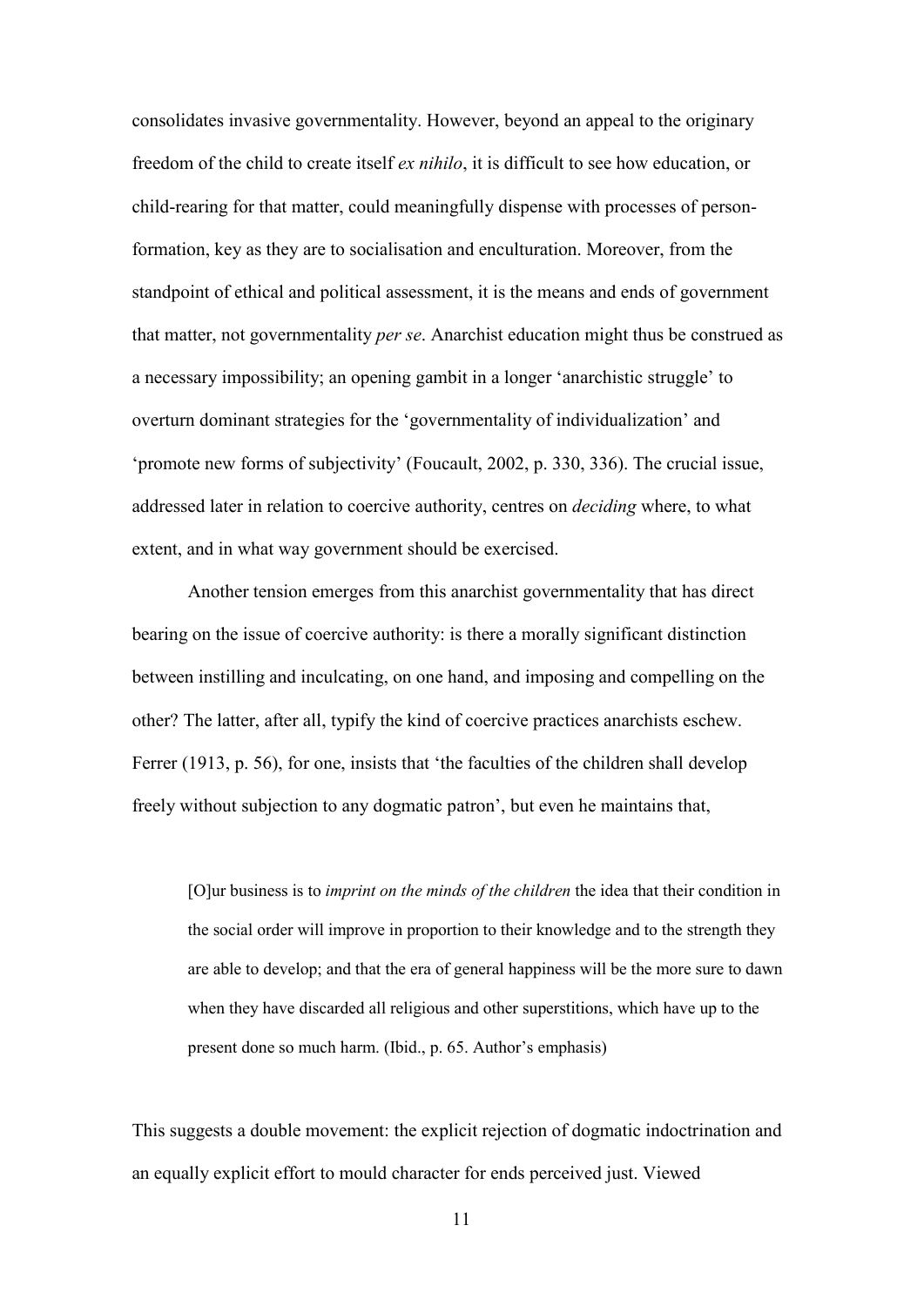consolidates invasive governmentality. However, beyond an appeal to the originary freedom of the child to create itself *ex nihilo*, it is difficult to see how education, or child-rearing for that matter, could meaningfully dispense with processes of person-formation, key as they are to socialisation and enculturation. Moreover, from the standpoint of ethical and political assessment, it is the means and ends of government that matter, not governmentality *per se*. Anarchist education might thus be construed as a necessary impossibility; an opening gambit in a longer 'anarchistic struggle' to overturn dominant strategies for the 'governmentality of individualization' and 'promote new forms of subjectivity' (Foucault, 2002, p. 330, 336). The crucial issue, addressed later in relation to coercive authority, centres on *deciding* where, to what extent, and in what way government should be exercised.

Another tension emerges from this anarchist governmentality that has direct bearing on the issue of coercive authority: is there a morally significant distinction between instilling and inculcating, on one hand, and imposing and compelling on the other? The latter, after all, typify the kind of coercive practices anarchists eschew. Ferrer (1913, p. 56), for one, insists that 'the faculties of the children shall develop freely without subjection to any dogmatic patron', but even he maintains that,

> [O]ur business is to *imprint on the minds of the children* the idea that their condition in the social order will improve in proportion to their knowledge and to the strength they are able to develop; and that the era of general happiness will be the more sure to dawn when they have discarded all religious and other superstitions, which have up to the present done so much harm. (Ibid., p. 65. Author's emphasis)

This suggests a double movement: the explicit rejection of dogmatic indoctrination and an equally explicit effort to mould character for ends perceived just. Viewed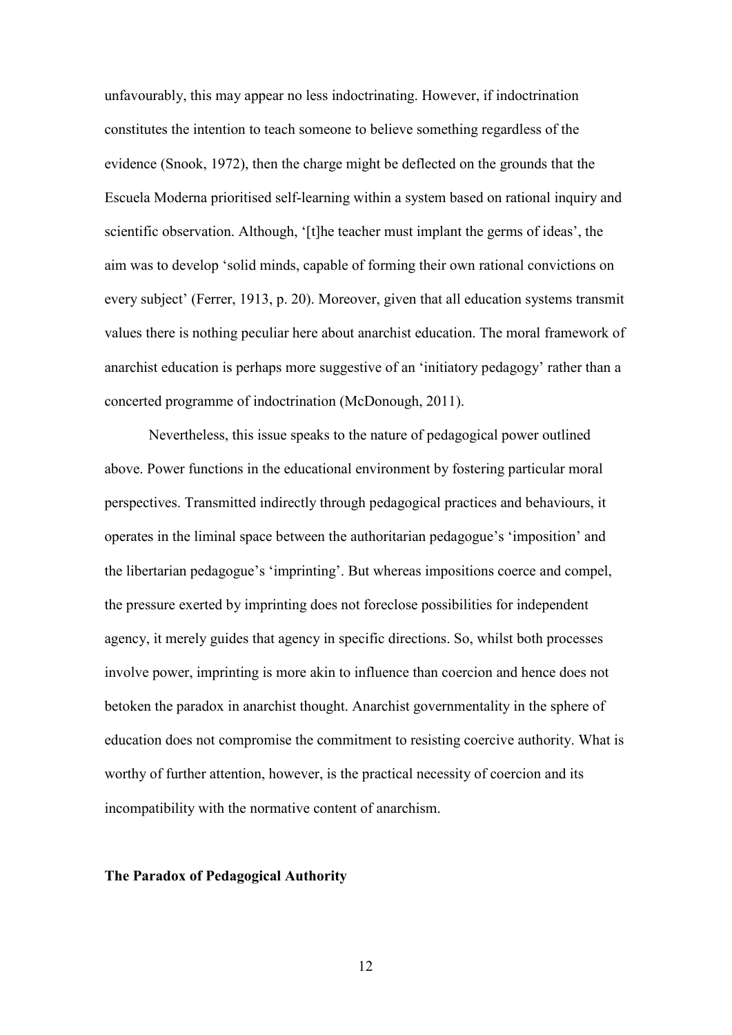unfavourably, this may appear no less indoctrinating. However, if indoctrination constitutes the intention to teach someone to believe something regardless of the evidence (Snook, 1972), then the charge might be deflected on the grounds that the Escuela Moderna prioritised self-learning within a system based on rational inquiry and scientific observation. Although, '[t]he teacher must implant the germs of ideas', the aim was to develop 'solid minds, capable of forming their own rational convictions on every subject' (Ferrer, 1913, p. 20). Moreover, given that all education systems transmit values there is nothing peculiar here about anarchist education. The moral framework of anarchist education is perhaps more suggestive of an 'initiatory pedagogy' rather than a concerted programme of indoctrination (McDonough, 2011).

Nevertheless, this issue speaks to the nature of pedagogical power outlined above. Power functions in the educational environment by fostering particular moral perspectives. Transmitted indirectly through pedagogical practices and behaviours, it operates in the liminal space between the authoritarian pedagogue's 'imposition' and the libertarian pedagogue's 'imprinting'. But whereas impositions coerce and compel, the pressure exerted by imprinting does not foreclose possibilities for independent agency, it merely guides that agency in specific directions. So, whilst both processes involve power, imprinting is more akin to influence than coercion and hence does not betoken the paradox in anarchist thought. Anarchist governmentality in the sphere of education does not compromise the commitment to resisting coercive authority. What is worthy of further attention, however, is the practical necessity of coercion and its incompatibility with the normative content of anarchism.

## The Paradox of Pedagogical Authority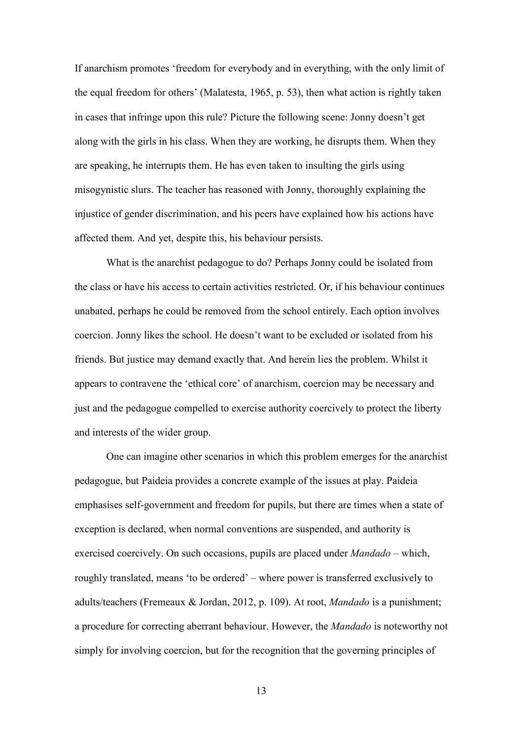If anarchism promotes 'freedom for everybody and in everything, with the only limit of the equal freedom for others' (Malatesta, 1965, p. 53), then what action is rightly taken in cases that infringe upon this rule? Picture the following scene: Jonny doesn't get along with the girls in his class. When they are working, he disrupts them. When they are speaking, he interrupts them. He has even taken to insulting the girls using misogynistic slurs. The teacher has reasoned with Jonny, thoroughly explaining the injustice of gender discrimination, and his peers have explained how his actions have affected them. And yet, despite this, his behaviour persists.

What is the anarchist pedagogue to do? Perhaps Jonny could be isolated from the class or have his access to certain activities restricted. Or, if his behaviour continues unabated, perhaps he could be removed from the school entirely. Each option involves coercion. Jonny likes the school. He doesn't want to be excluded or isolated from his friends. But justice may demand exactly that. And herein lies the problem. Whilst it appears to contravene the 'ethical core' of anarchism, coercion may be necessary and just and the pedagogue compelled to exercise authority coercively to protect the liberty and interests of the wider group.

One can imagine other scenarios in which this problem emerges for the anarchist pedagogue, but Paideia provides a concrete example of the issues at play. Paideia emphasises self-government and freedom for pupils, but there are times when a state of exception is declared, when normal conventions are suspended, and authority is exercised coercively. On such occasions, pupils are placed under *Mandado* – which, roughly translated, means 'to be ordered' – where power is transferred exclusively to adults/teachers (Fremeaux & Jordan, 2012, p. 109). At root, *Mandado* is a punishment; a procedure for correcting aberrant behaviour. However, the *Mandado* is noteworthy not simply for involving coercion, but for the recognition that the governing principles of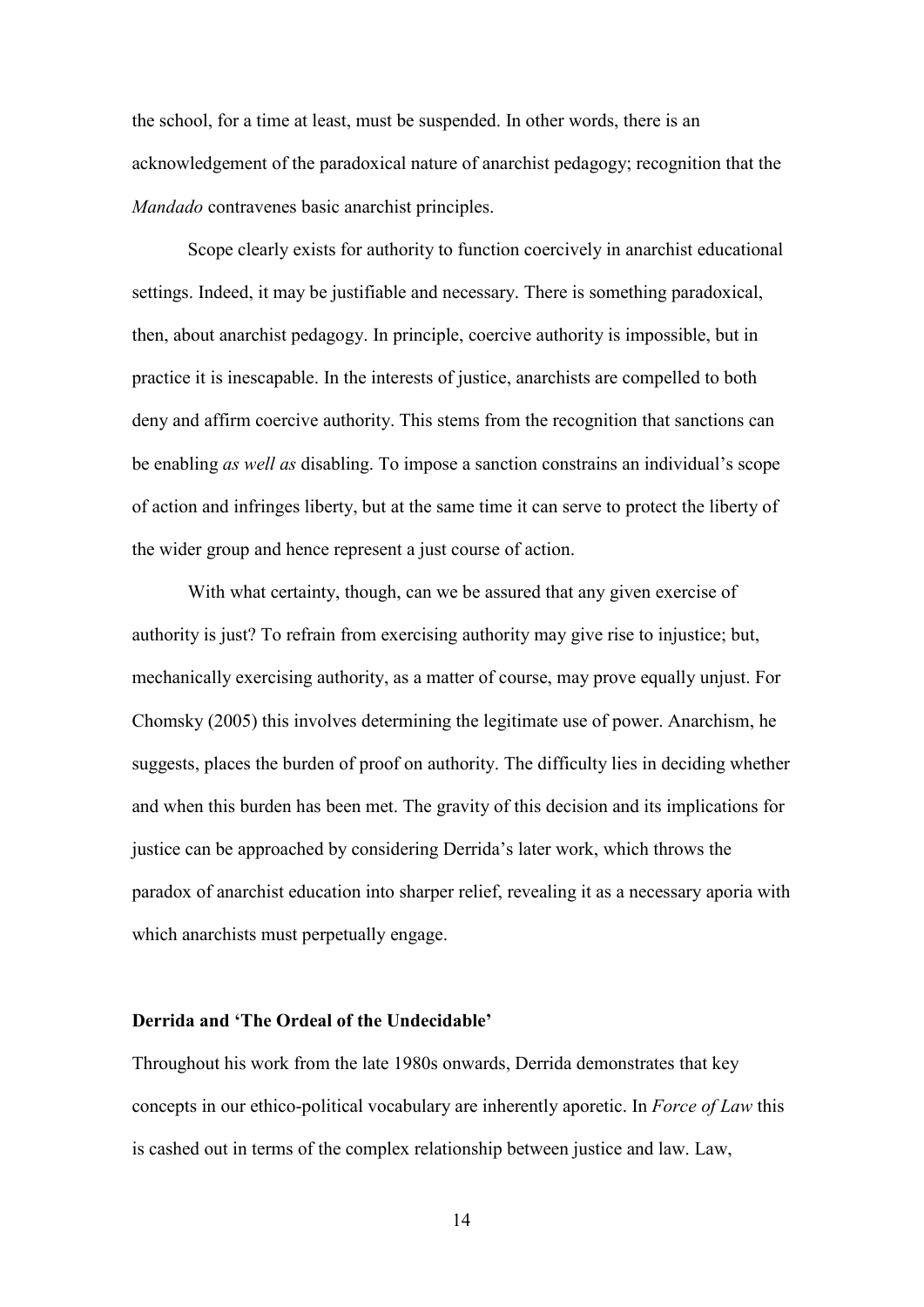the school, for a time at least, must be suspended. In other words, there is an acknowledgement of the paradoxical nature of anarchist pedagogy; recognition that the *Mandado* contravenes basic anarchist principles.

Scope clearly exists for authority to function coercively in anarchist educational settings. Indeed, it may be justifiable and necessary. There is something paradoxical, then, about anarchist pedagogy. In principle, coercive authority is impossible, but in practice it is inescapable. In the interests of justice, anarchists are compelled to both deny and affirm coercive authority. This stems from the recognition that sanctions can be enabling *as well as* disabling. To impose a sanction constrains an individual's scope of action and infringes liberty, but at the same time it can serve to protect the liberty of the wider group and hence represent a just course of action.

With what certainty, though, can we be assured that any given exercise of authority is just? To refrain from exercising authority may give rise to injustice; but, mechanically exercising authority, as a matter of course, may prove equally unjust. For Chomsky (2005) this involves determining the legitimate use of power. Anarchism, he suggests, places the burden of proof on authority. The difficulty lies in deciding whether and when this burden has been met. The gravity of this decision and its implications for justice can be approached by considering Derrida's later work, which throws the paradox of anarchist education into sharper relief, revealing it as a necessary aporia with which anarchists must perpetually engage.

**Derrida and 'The Ordeal of the Undecidable'**

Throughout his work from the late 1980s onwards, Derrida demonstrates that key concepts in our ethico-political vocabulary are inherently aporetic. In *Force of Law* this is cashed out in terms of the complex relationship between justice and law. Law,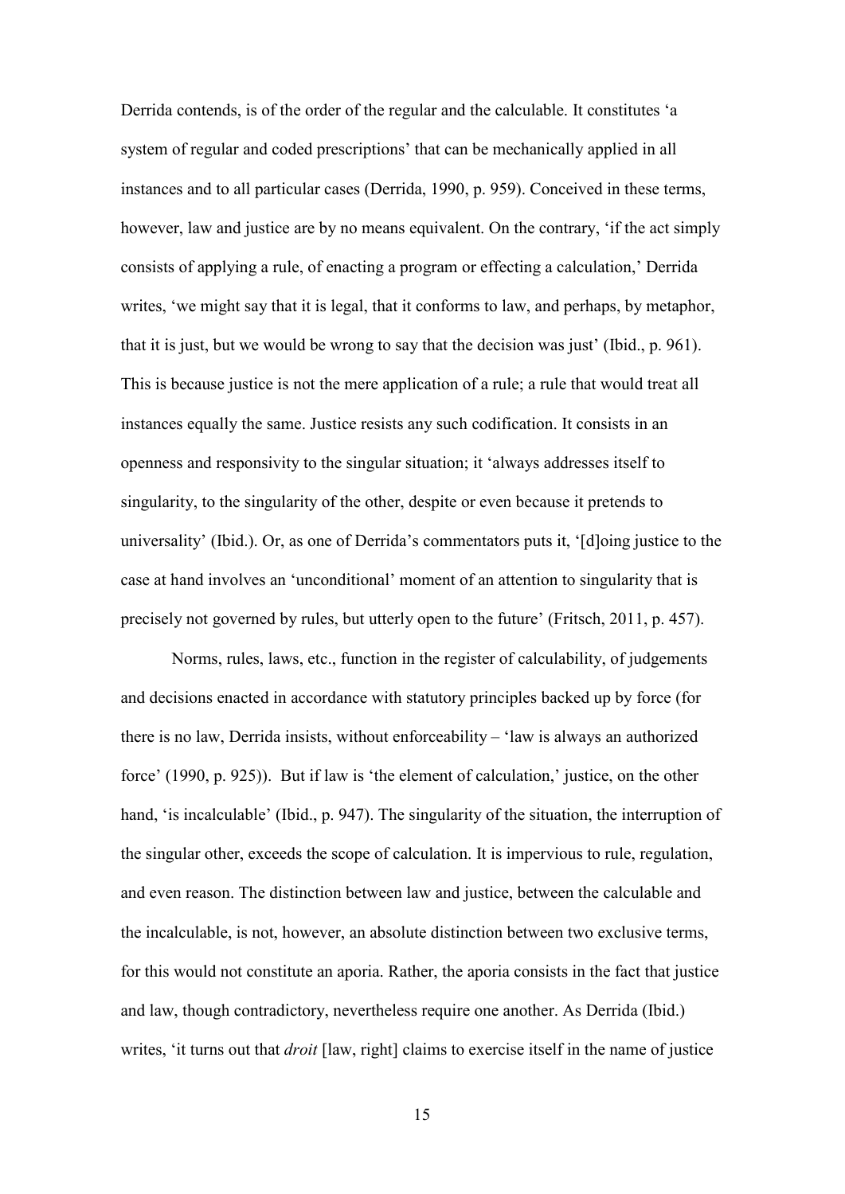Derrida contends, is of the order of the regular and the calculable. It constitutes 'a system of regular and coded prescriptions' that can be mechanically applied in all instances and to all particular cases (Derrida, 1990, p. 959). Conceived in these terms, however, law and justice are by no means equivalent. On the contrary, 'if the act simply consists of applying a rule, of enacting a program or effecting a calculation,' Derrida writes, 'we might say that it is legal, that it conforms to law, and perhaps, by metaphor, that it is just, but we would be wrong to say that the decision was just' (Ibid., p. 961). This is because justice is not the mere application of a rule; a rule that would treat all instances equally the same. Justice resists any such codification. It consists in an openness and responsivity to the singular situation; it 'always addresses itself to singularity, to the singularity of the other, despite or even because it pretends to universality' (Ibid.). Or, as one of Derrida's commentators puts it, '[d]oing justice to the case at hand involves an 'unconditional' moment of an attention to singularity that is precisely not governed by rules, but utterly open to the future' (Fritsch, 2011, p. 457).

Norms, rules, laws, etc., function in the register of calculability, of judgements and decisions enacted in accordance with statutory principles backed up by force (for there is no law, Derrida insists, without enforceability – 'law is always an authorized force' (1990, p. 925)). But if law is 'the element of calculation,' justice, on the other hand, 'is incalculable' (Ibid., p. 947). The singularity of the situation, the interruption of the singular other, exceeds the scope of calculation. It is impervious to rule, regulation, and even reason. The distinction between law and justice, between the calculable and the incalculable, is not, however, an absolute distinction between two exclusive terms, for this would not constitute an aporia. Rather, the aporia consists in the fact that justice and law, though contradictory, nevertheless require one another. As Derrida (Ibid.) writes, 'it turns out that *droit* [law, right] claims to exercise itself in the name of justice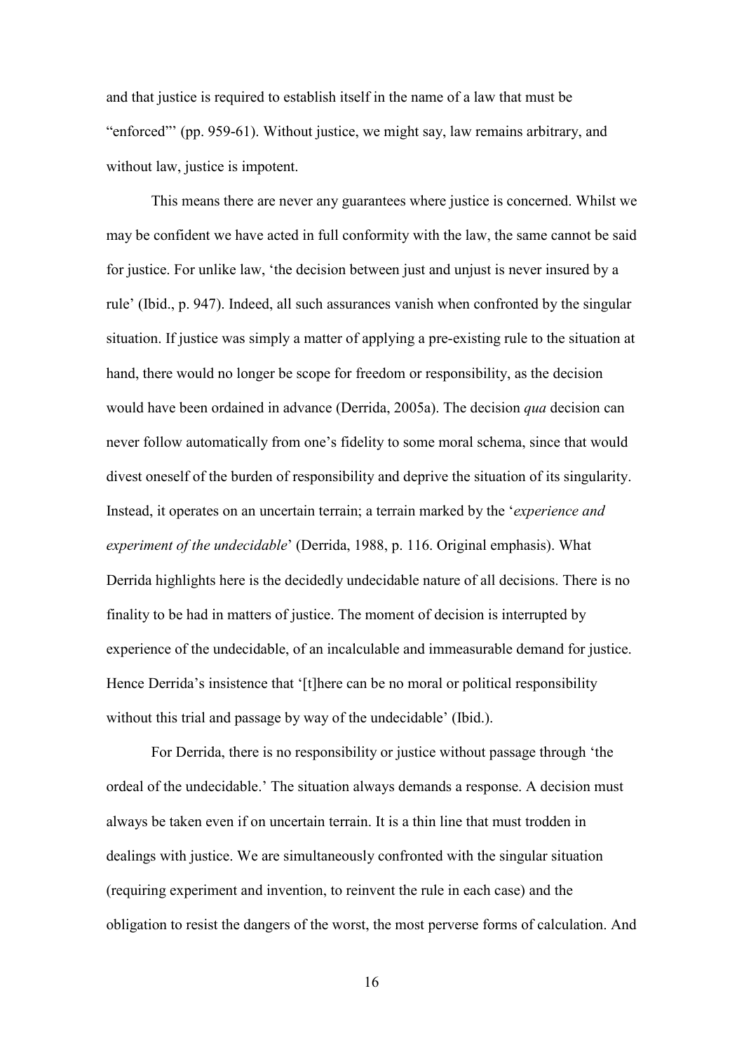and that justice is required to establish itself in the name of a law that must be "enforced"' (pp. 959-61). Without justice, we might say, law remains arbitrary, and without law, justice is impotent.

This means there are never any guarantees where justice is concerned. Whilst we may be confident we have acted in full conformity with the law, the same cannot be said for justice. For unlike law, 'the decision between just and unjust is never insured by a rule' (Ibid., p. 947). Indeed, all such assurances vanish when confronted by the singular situation. If justice was simply a matter of applying a pre-existing rule to the situation at hand, there would no longer be scope for freedom or responsibility, as the decision would have been ordained in advance (Derrida, 2005a). The decision *qua* decision can never follow automatically from one's fidelity to some moral schema, since that would divest oneself of the burden of responsibility and deprive the situation of its singularity. Instead, it operates on an uncertain terrain; a terrain marked by the '*experience and experiment of the undecidable*' (Derrida, 1988, p. 116. Original emphasis). What Derrida highlights here is the decidedly undecidable nature of all decisions. There is no finality to be had in matters of justice. The moment of decision is interrupted by experience of the undecidable, of an incalculable and immeasurable demand for justice. Hence Derrida's insistence that '[t]here can be no moral or political responsibility without this trial and passage by way of the undecidable' (Ibid.).

For Derrida, there is no responsibility or justice without passage through 'the ordeal of the undecidable.' The situation always demands a response. A decision must always be taken even if on uncertain terrain. It is a thin line that must trodden in dealings with justice. We are simultaneously confronted with the singular situation (requiring experiment and invention, to reinvent the rule in each case) and the obligation to resist the dangers of the worst, the most perverse forms of calculation. And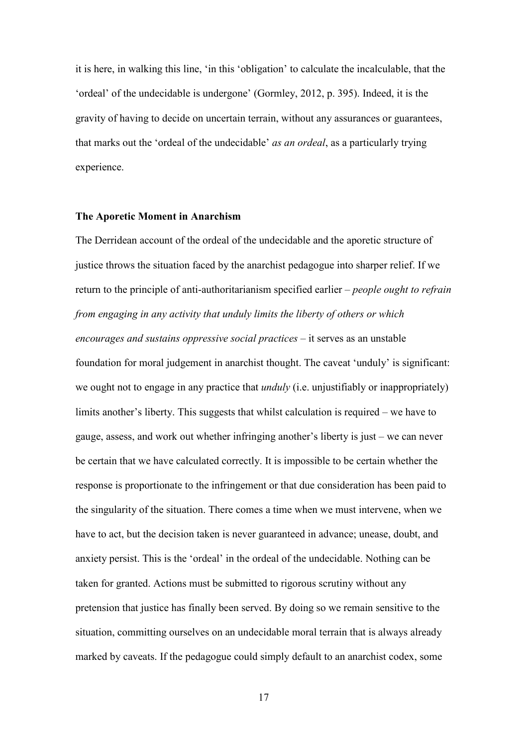it is here, in walking this line, 'in this 'obligation' to calculate the incalculable, that the 'ordeal' of the undecidable is undergone' (Gormley, 2012, p. 395). Indeed, it is the gravity of having to decide on uncertain terrain, without any assurances or guarantees, that marks out the 'ordeal of the undecidable' *as an ordeal*, as a particularly trying experience.

### The Aporetic Moment in Anarchism

The Derridean account of the ordeal of the undecidable and the aporetic structure of justice throws the situation faced by the anarchist pedagogue into sharper relief. If we return to the principle of anti-authoritarianism specified earlier – *people ought to refrain from engaging in any activity that unduly limits the liberty of others or which encourages and sustains oppressive social practices* – it serves as an unstable foundation for moral judgement in anarchist thought. The caveat 'unduly' is significant: we ought not to engage in any practice that *unduly* (i.e. unjustifiably or inappropriately) limits another's liberty. This suggests that whilst calculation is required – we have to gauge, assess, and work out whether infringing another's liberty is just – we can never be certain that we have calculated correctly. It is impossible to be certain whether the response is proportionate to the infringement or that due consideration has been paid to the singularity of the situation. There comes a time when we must intervene, when we have to act, but the decision taken is never guaranteed in advance; unease, doubt, and anxiety persist. This is the 'ordeal' in the ordeal of the undecidable. Nothing can be taken for granted. Actions must be submitted to rigorous scrutiny without any pretension that justice has finally been served. By doing so we remain sensitive to the situation, committing ourselves on an undecidable moral terrain that is always already marked by caveats. If the pedagogue could simply default to an anarchist codex, some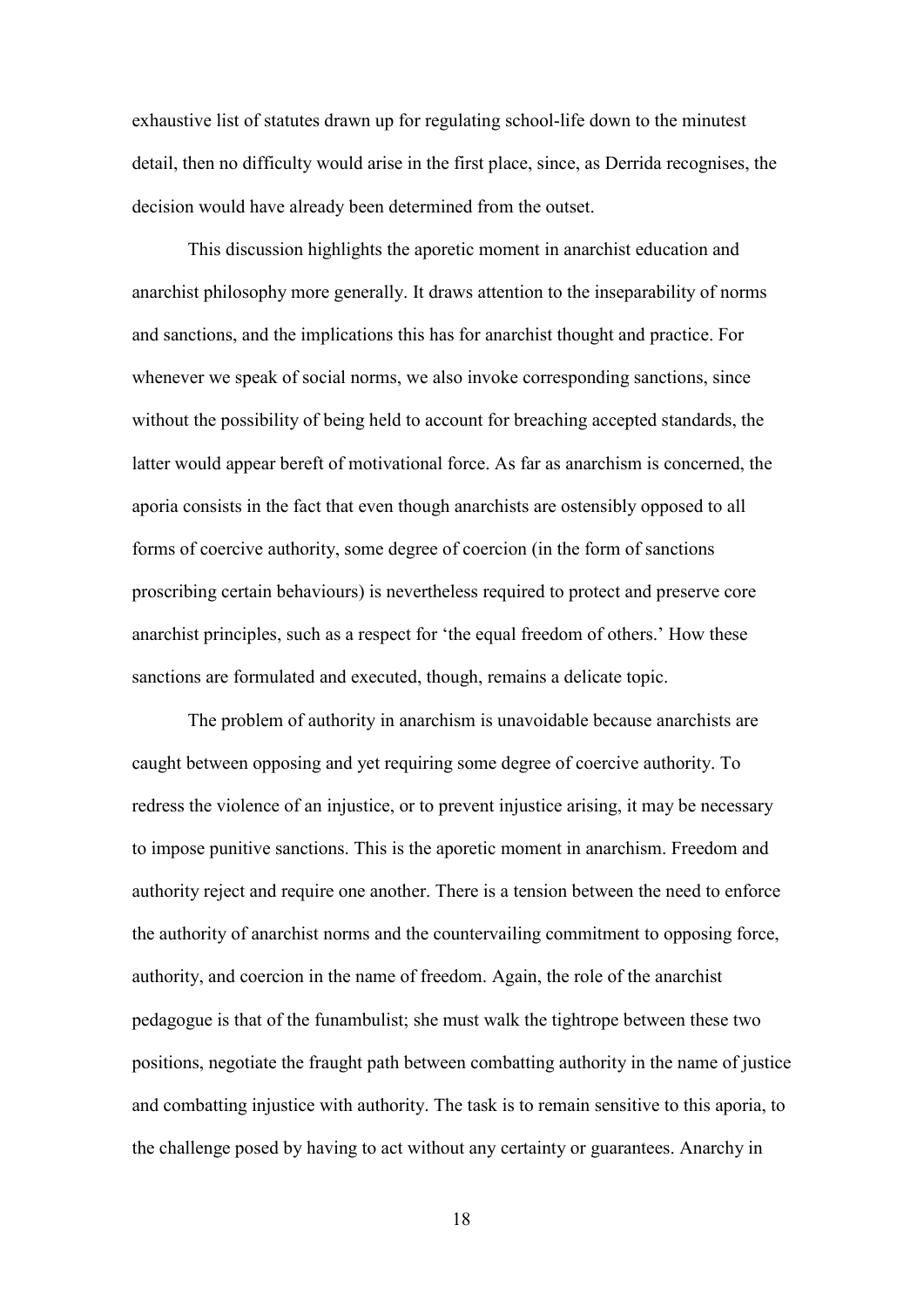exhaustive list of statutes drawn up for regulating school-life down to the minutest detail, then no difficulty would arise in the first place, since, as Derrida recognises, the decision would have already been determined from the outset.

This discussion highlights the aporetic moment in anarchist education and anarchist philosophy more generally. It draws attention to the inseparability of norms and sanctions, and the implications this has for anarchist thought and practice. For whenever we speak of social norms, we also invoke corresponding sanctions, since without the possibility of being held to account for breaching accepted standards, the latter would appear bereft of motivational force. As far as anarchism is concerned, the aporia consists in the fact that even though anarchists are ostensibly opposed to all forms of coercive authority, some degree of coercion (in the form of sanctions proscribing certain behaviours) is nevertheless required to protect and preserve core anarchist principles, such as a respect for 'the equal freedom of others.' How these sanctions are formulated and executed, though, remains a delicate topic.

The problem of authority in anarchism is unavoidable because anarchists are caught between opposing and yet requiring some degree of coercive authority. To redress the violence of an injustice, or to prevent injustice arising, it may be necessary to impose punitive sanctions. This is the aporetic moment in anarchism. Freedom and authority reject and require one another. There is a tension between the need to enforce the authority of anarchist norms and the countervailing commitment to opposing force, authority, and coercion in the name of freedom. Again, the role of the anarchist pedagogue is that of the funambulist; she must walk the tightrope between these two positions, negotiate the fraught path between combatting authority in the name of justice and combatting injustice with authority. The task is to remain sensitive to this aporia, to the challenge posed by having to act without any certainty or guarantees. Anarchy in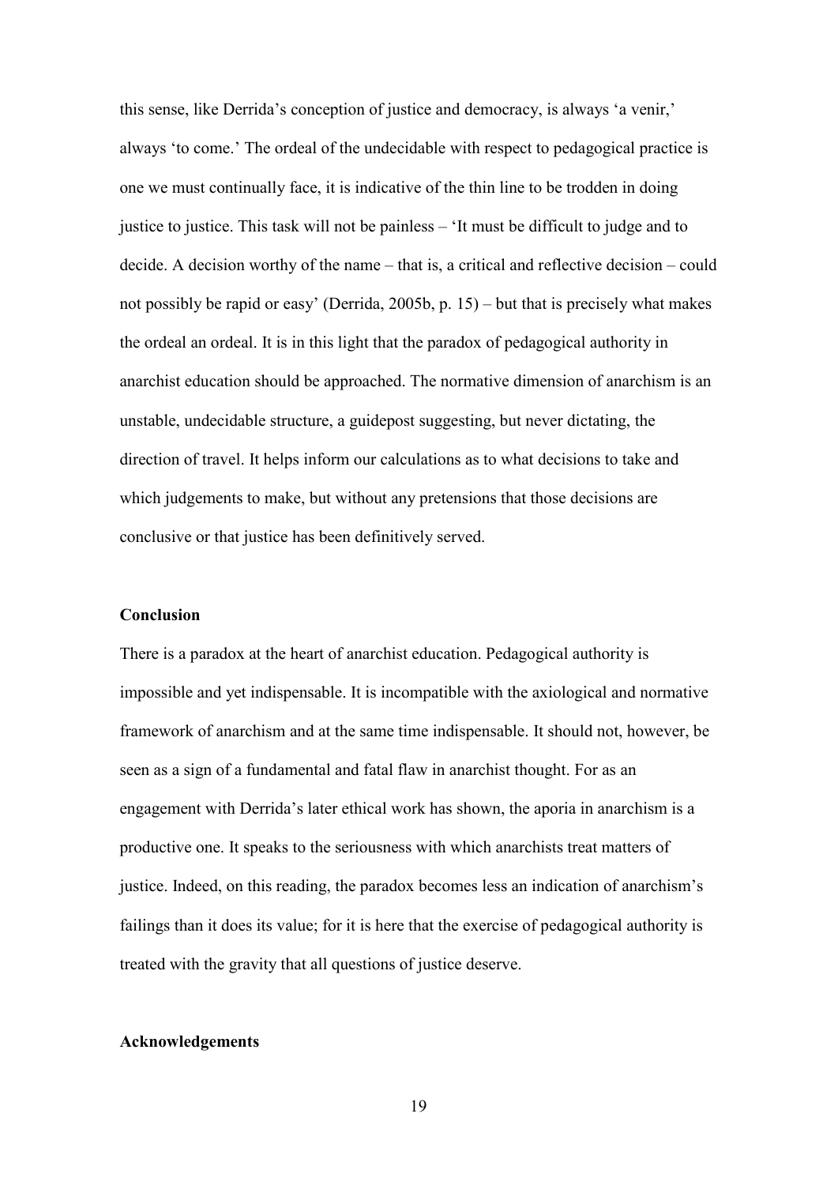this sense, like Derrida's conception of justice and democracy, is always 'a venir,' always 'to come.' The ordeal of the undecidable with respect to pedagogical practice is one we must continually face, it is indicative of the thin line to be trodden in doing justice to justice. This task will not be painless – 'It must be difficult to judge and to decide. A decision worthy of the name – that is, a critical and reflective decision – could not possibly be rapid or easy' (Derrida, 2005b, p. 15) – but that is precisely what makes the ordeal an ordeal. It is in this light that the paradox of pedagogical authority in anarchist education should be approached. The normative dimension of anarchism is an unstable, undecidable structure, a guidepost suggesting, but never dictating, the direction of travel. It helps inform our calculations as to what decisions to take and which judgements to make, but without any pretensions that those decisions are conclusive or that justice has been definitively served.

## Conclusion

There is a paradox at the heart of anarchist education. Pedagogical authority is impossible and yet indispensable. It is incompatible with the axiological and normative framework of anarchism and at the same time indispensable. It should not, however, be seen as a sign of a fundamental and fatal flaw in anarchist thought. For as an engagement with Derrida's later ethical work has shown, the aporia in anarchism is a productive one. It speaks to the seriousness with which anarchists treat matters of justice. Indeed, on this reading, the paradox becomes less an indication of anarchism's failings than it does its value; for it is here that the exercise of pedagogical authority is treated with the gravity that all questions of justice deserve.

## Acknowledgements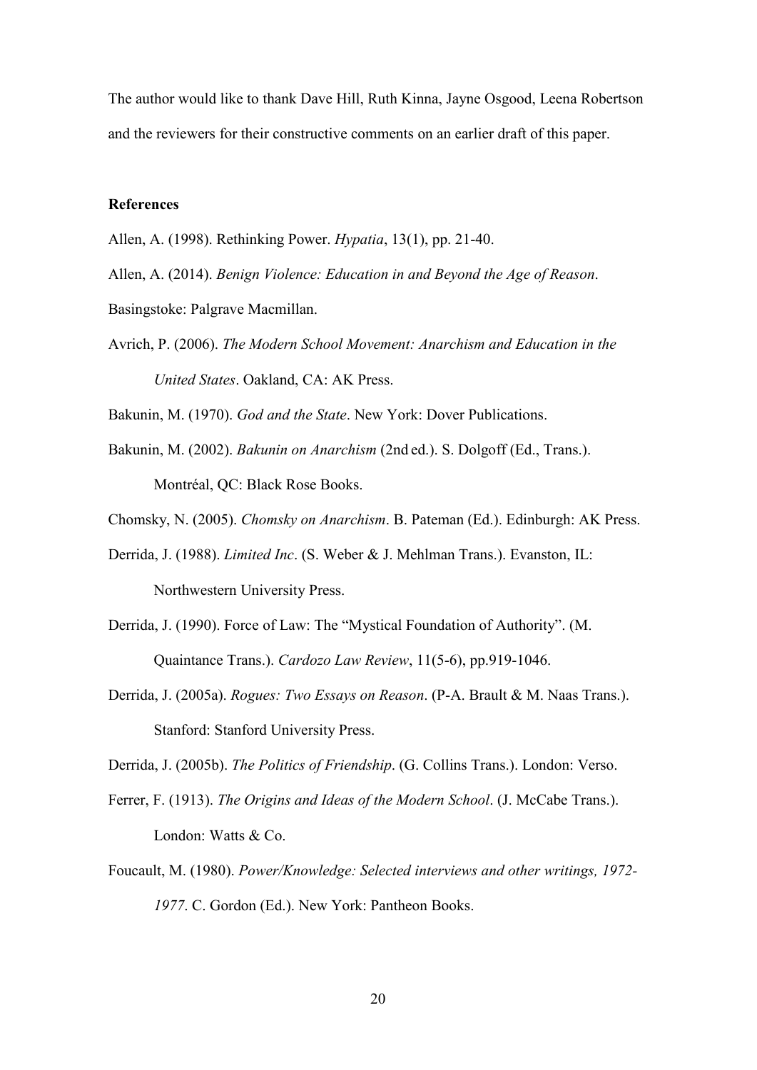The author would like to thank Dave Hill, Ruth Kinna, Jayne Osgood, Leena Robertson and the reviewers for their constructive comments on an earlier draft of this paper.

**References**

Allen, A. (1998). Rethinking Power. *Hypatia*, 13(1), pp. 21-40.

Allen, A. (2014). *Benign Violence: Education in and Beyond the Age of Reason*. Basingstoke: Palgrave Macmillan.

Avrich, P. (2006). *The Modern School Movement: Anarchism and Education in the United States*. Oakland, CA: AK Press.

Bakunin, M. (1970). *God and the State*. New York: Dover Publications.

Bakunin, M. (2002). *Bakunin on Anarchism* (2nd ed.). S. Dolgoff (Ed., Trans.). Montréal, QC: Black Rose Books.

Chomsky, N. (2005). *Chomsky on Anarchism*. B. Pateman (Ed.). Edinburgh: AK Press.

Derrida, J. (1988). *Limited Inc*. (S. Weber & J. Mehlman Trans.). Evanston, IL: Northwestern University Press.

Derrida, J. (1990). Force of Law: The "Mystical Foundation of Authority". (M. Quaintance Trans.). *Cardozo Law Review*, 11(5-6), pp.919-1046.

Derrida, J. (2005a). *Rogues: Two Essays on Reason*. (P-A. Brault & M. Naas Trans.). Stanford: Stanford University Press.

Derrida, J. (2005b). *The Politics of Friendship*. (G. Collins Trans.). London: Verso.

Ferrer, F. (1913). *The Origins and Ideas of the Modern School*. (J. McCabe Trans.). London: Watts & Co.

Foucault, M. (1980). *Power/Knowledge: Selected interviews and other writings, 1972-1977*. C. Gordon (Ed.). New York: Pantheon Books.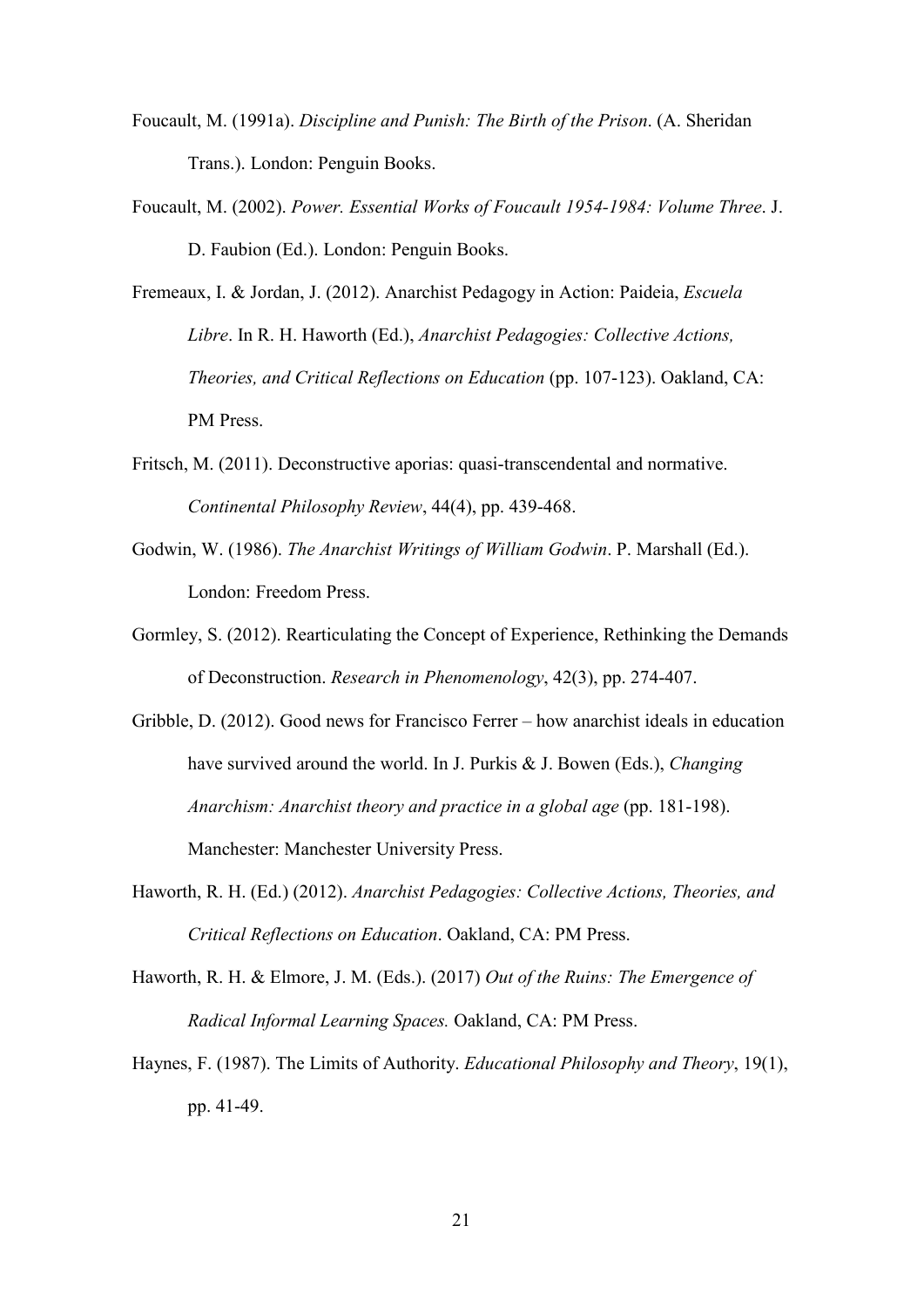Foucault, M. (1991a). *Discipline and Punish: The Birth of the Prison*. (A. Sheridan Trans.). London: Penguin Books.

Foucault, M. (2002). *Power. Essential Works of Foucault 1954-1984: Volume Three*. J. D. Faubion (Ed.). London: Penguin Books.

Fremeaux, I. & Jordan, J. (2012). Anarchist Pedagogy in Action: Paideia, *Escuela Libre*. In R. H. Haworth (Ed.), *Anarchist Pedagogies: Collective Actions, Theories, and Critical Reflections on Education* (pp. 107-123). Oakland, CA: PM Press.

Fritsch, M. (2011). Deconstructive aporias: quasi-transcendental and normative. *Continental Philosophy Review*, 44(4), pp. 439-468.

Godwin, W. (1986). *The Anarchist Writings of William Godwin*. P. Marshall (Ed.). London: Freedom Press.

Gormley, S. (2012). Rearticulating the Concept of Experience, Rethinking the Demands of Deconstruction. *Research in Phenomenology*, 42(3), pp. 274-407.

Gribble, D. (2012). Good news for Francisco Ferrer – how anarchist ideals in education have survived around the world. In J. Purkis & J. Bowen (Eds.), *Changing Anarchism: Anarchist theory and practice in a global age* (pp. 181-198). Manchester: Manchester University Press.

Haworth, R. H. (Ed.) (2012). *Anarchist Pedagogies: Collective Actions, Theories, and Critical Reflections on Education*. Oakland, CA: PM Press.

Haworth, R. H. & Elmore, J. M. (Eds.). (2017) *Out of the Ruins: The Emergence of Radical Informal Learning Spaces.* Oakland, CA: PM Press.

Haynes, F. (1987). The Limits of Authority. *Educational Philosophy and Theory*, 19(1), pp. 41-49.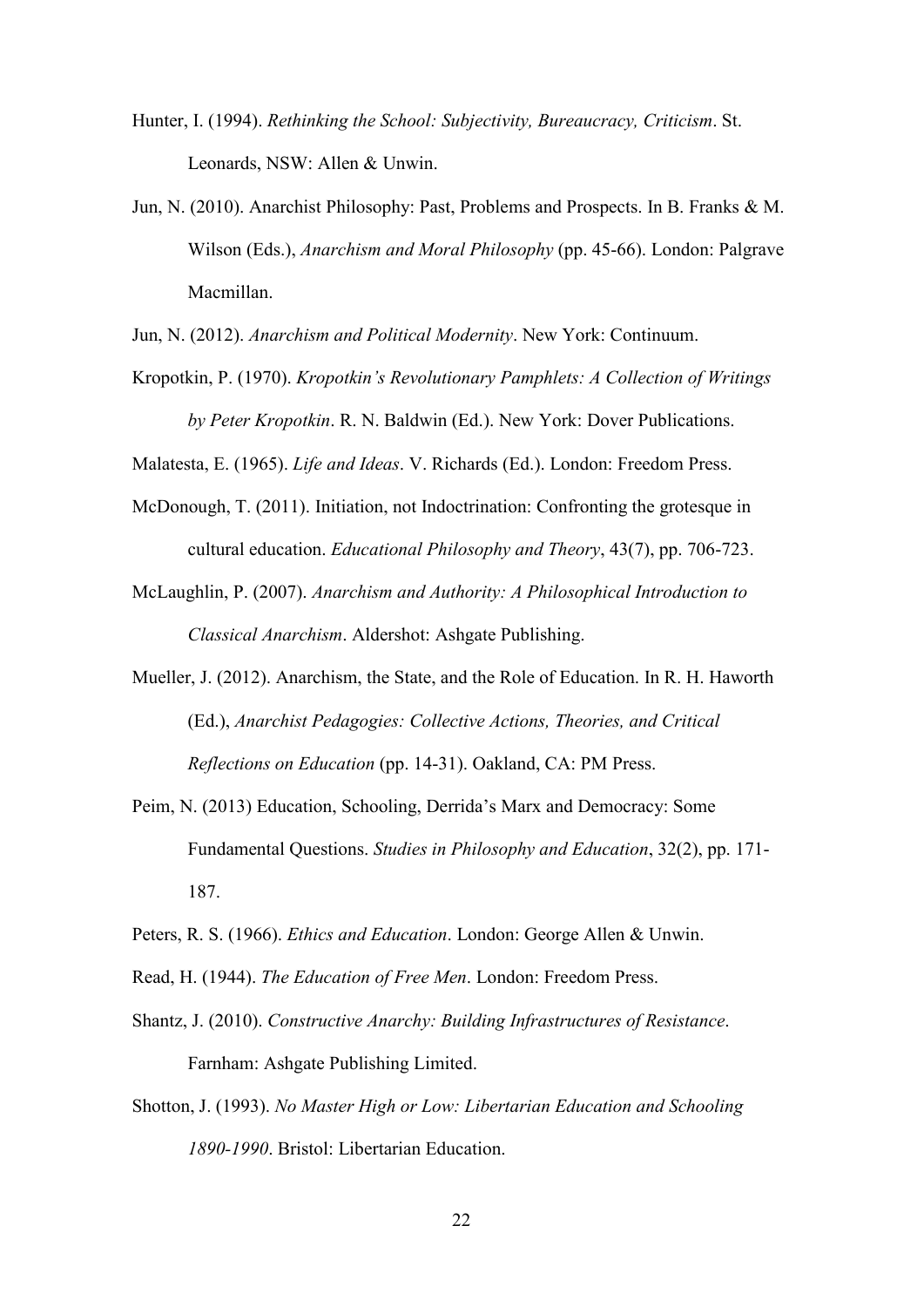Hunter, I. (1994). *Rethinking the School: Subjectivity, Bureaucracy, Criticism*. St. Leonards, NSW: Allen & Unwin.

Jun, N. (2010). Anarchist Philosophy: Past, Problems and Prospects. In B. Franks & M. Wilson (Eds.), *Anarchism and Moral Philosophy* (pp. 45-66). London: Palgrave Macmillan.

Jun, N. (2012). *Anarchism and Political Modernity*. New York: Continuum.

Kropotkin, P. (1970). *Kropotkin's Revolutionary Pamphlets: A Collection of Writings by Peter Kropotkin*. R. N. Baldwin (Ed.). New York: Dover Publications.

Malatesta, E. (1965). *Life and Ideas*. V. Richards (Ed.). London: Freedom Press.

McDonough, T. (2011). Initiation, not Indoctrination: Confronting the grotesque in cultural education. *Educational Philosophy and Theory*, 43(7), pp. 706-723.

McLaughlin, P. (2007). *Anarchism and Authority: A Philosophical Introduction to Classical Anarchism*. Aldershot: Ashgate Publishing.

Mueller, J. (2012). Anarchism, the State, and the Role of Education. In R. H. Haworth (Ed.), *Anarchist Pedagogies: Collective Actions, Theories, and Critical Reflections on Education* (pp. 14-31). Oakland, CA: PM Press.

Peim, N. (2013) Education, Schooling, Derrida's Marx and Democracy: Some Fundamental Questions. *Studies in Philosophy and Education*, 32(2), pp. 171-187.

Peters, R. S. (1966). *Ethics and Education*. London: George Allen & Unwin.

Read, H. (1944). *The Education of Free Men*. London: Freedom Press.

Shantz, J. (2010). *Constructive Anarchy: Building Infrastructures of Resistance*. Farnham: Ashgate Publishing Limited.

Shotton, J. (1993). *No Master High or Low: Libertarian Education and Schooling 1890-1990*. Bristol: Libertarian Education.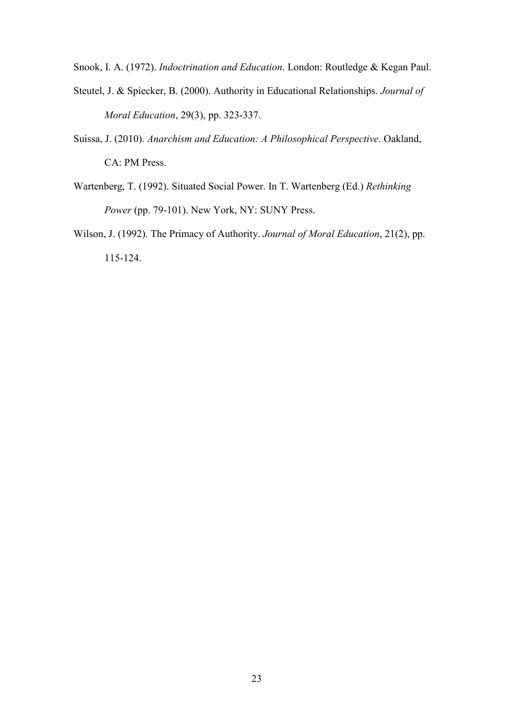Snook, I. A. (1972). *Indoctrination and Education*. London: Routledge & Kegan Paul.

Steutel, J. & Spiecker, B. (2000). Authority in Educational Relationships. *Journal of Moral Education*, 29(3), pp. 323-337.

Suissa, J. (2010). *Anarchism and Education: A Philosophical Perspective*. Oakland, CA: PM Press.

Wartenberg, T. (1992). Situated Social Power. In T. Wartenberg (Ed.) *Rethinking Power* (pp. 79-101). New York, NY: SUNY Press.

Wilson, J. (1992). The Primacy of Authority. *Journal of Moral Education*, 21(2), pp. 115-124.